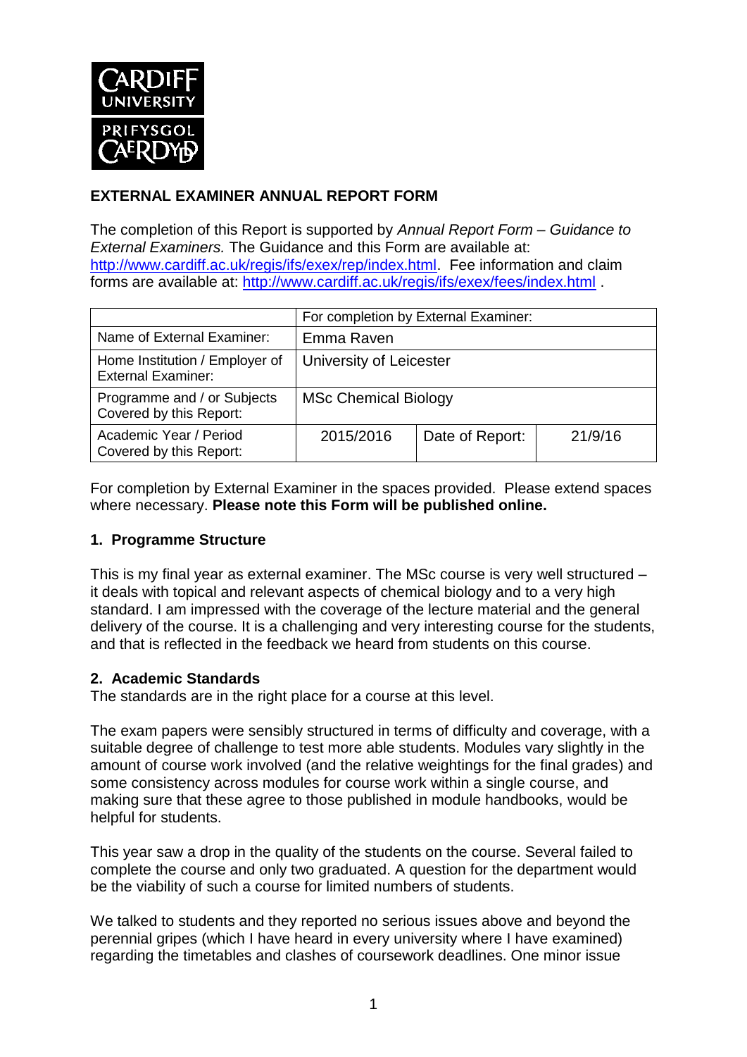CARDIFF UNIVERSITY
PRIFYSGOL CAERDYδ

**EXTERNAL EXAMINER ANNUAL REPORT FORM**

The completion of this Report is supported by *Annual Report Form – Guidance to External Examiners.* The Guidance and this Form are available at: http://www.cardiff.ac.uk/regis/ifs/exex/rep/index.html. Fee information and claim forms are available at: http://www.cardiff.ac.uk/regis/ifs/exex/fees/index.html .

| | For completion by External Examiner: | | |
|---|---|---|---|
| Name of External Examiner: | Emma Raven | | |
| Home Institution / Employer of External Examiner: | University of Leicester | | |
| Programme and / or Subjects Covered by this Report: | MSc Chemical Biology | | |
| Academic Year / Period Covered by this Report: | 2015/2016 | Date of Report: | 21/9/16 |

For completion by External Examiner in the spaces provided. Please extend spaces where necessary. **Please note this Form will be published online.**

## 1. Programme Structure

This is my final year as external examiner. The MSc course is very well structured – it deals with topical and relevant aspects of chemical biology and to a very high standard. I am impressed with the coverage of the lecture material and the general delivery of the course. It is a challenging and very interesting course for the students, and that is reflected in the feedback we heard from students on this course.

## 2. Academic Standards

The standards are in the right place for a course at this level.

The exam papers were sensibly structured in terms of difficulty and coverage, with a suitable degree of challenge to test more able students. Modules vary slightly in the amount of course work involved (and the relative weightings for the final grades) and some consistency across modules for course work within a single course, and making sure that these agree to those published in module handbooks, would be helpful for students.

This year saw a drop in the quality of the students on the course. Several failed to complete the course and only two graduated. A question for the department would be the viability of such a course for limited numbers of students.

We talked to students and they reported no serious issues above and beyond the perennial gripes (which I have heard in every university where I have examined) regarding the timetables and clashes of coursework deadlines. One minor issue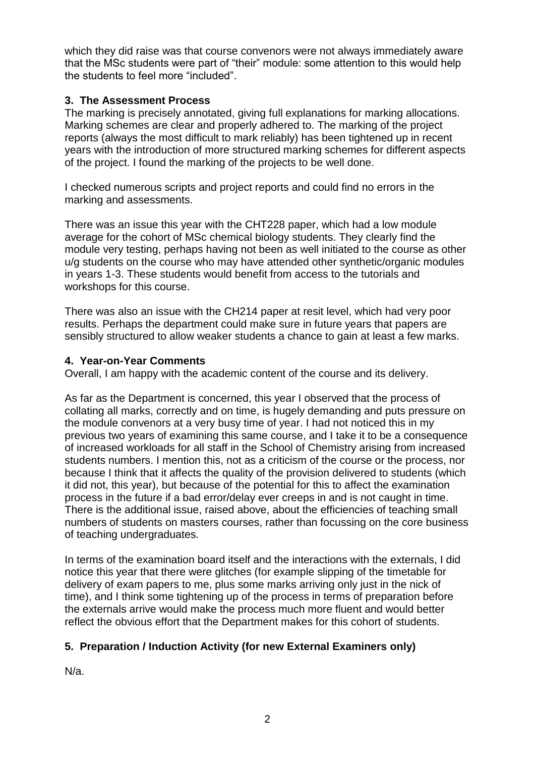which they did raise was that course convenors were not always immediately aware that the MSc students were part of "their" module: some attention to this would help the students to feel more "included".

## 3. The Assessment Process

The marking is precisely annotated, giving full explanations for marking allocations. Marking schemes are clear and properly adhered to. The marking of the project reports (always the most difficult to mark reliably) has been tightened up in recent years with the introduction of more structured marking schemes for different aspects of the project. I found the marking of the projects to be well done.

I checked numerous scripts and project reports and could find no errors in the marking and assessments.

There was an issue this year with the CHT228 paper, which had a low module average for the cohort of MSc chemical biology students. They clearly find the module very testing, perhaps having not been as well initiated to the course as other u/g students on the course who may have attended other synthetic/organic modules in years 1-3. These students would benefit from access to the tutorials and workshops for this course.

There was also an issue with the CH214 paper at resit level, which had very poor results. Perhaps the department could make sure in future years that papers are sensibly structured to allow weaker students a chance to gain at least a few marks.

## 4. Year-on-Year Comments

Overall, I am happy with the academic content of the course and its delivery.

As far as the Department is concerned, this year I observed that the process of collating all marks, correctly and on time, is hugely demanding and puts pressure on the module convenors at a very busy time of year. I had not noticed this in my previous two years of examining this same course, and I take it to be a consequence of increased workloads for all staff in the School of Chemistry arising from increased students numbers. I mention this, not as a criticism of the course or the process, nor because I think that it affects the quality of the provision delivered to students (which it did not, this year), but because of the potential for this to affect the examination process in the future if a bad error/delay ever creeps in and is not caught in time. There is the additional issue, raised above, about the efficiencies of teaching small numbers of students on masters courses, rather than focussing on the core business of teaching undergraduates.

In terms of the examination board itself and the interactions with the externals, I did notice this year that there were glitches (for example slipping of the timetable for delivery of exam papers to me, plus some marks arriving only just in the nick of time), and I think some tightening up of the process in terms of preparation before the externals arrive would make the process much more fluent and would better reflect the obvious effort that the Department makes for this cohort of students.

## 5. Preparation / Induction Activity (for new External Examiners only)

N/a.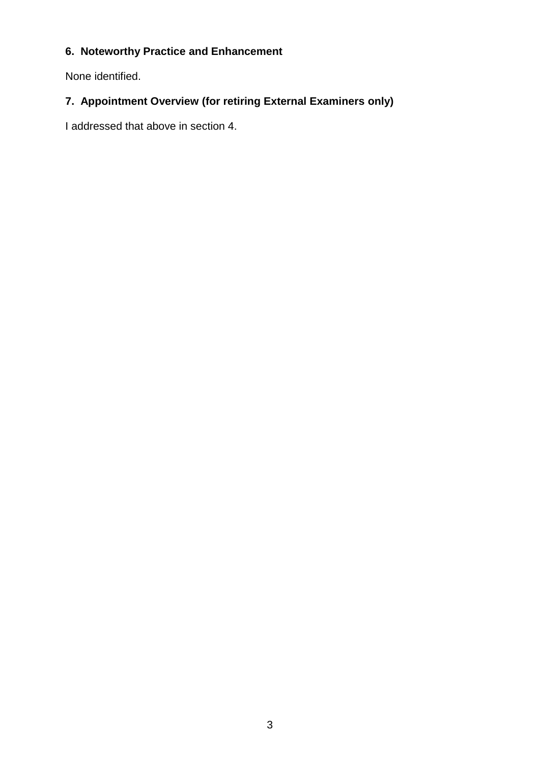## 6. Noteworthy Practice and Enhancement

None identified.

## 7. Appointment Overview (for retiring External Examiners only)

I addressed that above in section 4.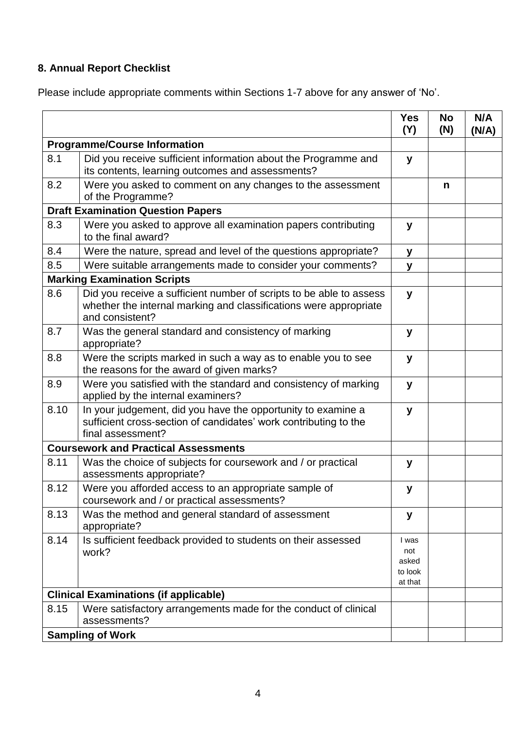## 8. Annual Report Checklist

Please include appropriate comments within Sections 1-7 above for any answer of 'No'.

| | | Yes (Y) | No (N) | N/A (N/A) |
|---|---|---|---|---|
| **Programme/Course Information** | | | | |
| 8.1 | Did you receive sufficient information about the Programme and its contents, learning outcomes and assessments? | y | | |
| 8.2 | Were you asked to comment on any changes to the assessment of the Programme? | | n | |
| **Draft Examination Question Papers** | | | | |
| 8.3 | Were you asked to approve all examination papers contributing to the final award? | y | | |
| 8.4 | Were the nature, spread and level of the questions appropriate? | y | | |
| 8.5 | Were suitable arrangements made to consider your comments? | y | | |
| **Marking Examination Scripts** | | | | |
| 8.6 | Did you receive a sufficient number of scripts to be able to assess whether the internal marking and classifications were appropriate and consistent? | y | | |
| 8.7 | Was the general standard and consistency of marking appropriate? | y | | |
| 8.8 | Were the scripts marked in such a way as to enable you to see the reasons for the award of given marks? | y | | |
| 8.9 | Were you satisfied with the standard and consistency of marking applied by the internal examiners? | y | | |
| 8.10 | In your judgement, did you have the opportunity to examine a sufficient cross-section of candidates' work contributing to the final assessment? | y | | |
| **Coursework and Practical Assessments** | | | | |
| 8.11 | Was the choice of subjects for coursework and / or practical assessments appropriate? | y | | |
| 8.12 | Were you afforded access to an appropriate sample of coursework and / or practical assessments? | y | | |
| 8.13 | Was the method and general standard of assessment appropriate? | y | | |
| 8.14 | Is sufficient feedback provided to students on their assessed work? | I was not asked to look at that | | |
| **Clinical Examinations (if applicable)** | | | | |
| 8.15 | Were satisfactory arrangements made for the conduct of clinical assessments? | | | |
| **Sampling of Work** | | | | |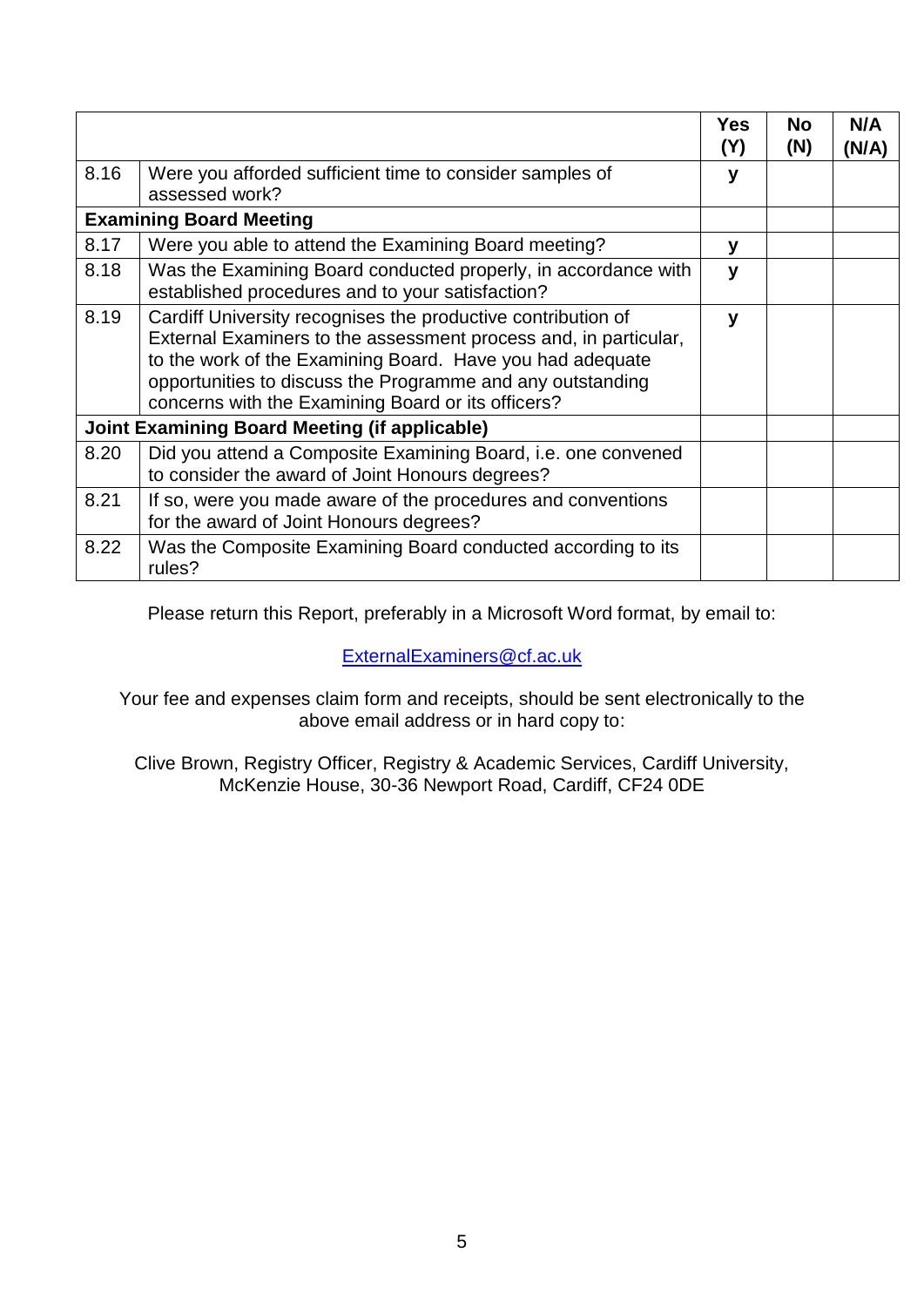| | | Yes (Y) | No (N) | N/A (N/A) |
|---|---|---|---|---|
| 8.16 | Were you afforded sufficient time to consider samples of assessed work? | y | | |
| **Examining Board Meeting** | | | | |
| 8.17 | Were you able to attend the Examining Board meeting? | y | | |
| 8.18 | Was the Examining Board conducted properly, in accordance with established procedures and to your satisfaction? | y | | |
| 8.19 | Cardiff University recognises the productive contribution of External Examiners to the assessment process and, in particular, to the work of the Examining Board. Have you had adequate opportunities to discuss the Programme and any outstanding concerns with the Examining Board or its officers? | y | | |
| **Joint Examining Board Meeting (if applicable)** | | | | |
| 8.20 | Did you attend a Composite Examining Board, i.e. one convened to consider the award of Joint Honours degrees? | | | |
| 8.21 | If so, were you made aware of the procedures and conventions for the award of Joint Honours degrees? | | | |
| 8.22 | Was the Composite Examining Board conducted according to its rules? | | | |

Please return this Report, preferably in a Microsoft Word format, by email to:

ExternalExaminers@cf.ac.uk

Your fee and expenses claim form and receipts, should be sent electronically to the above email address or in hard copy to:

Clive Brown, Registry Officer, Registry & Academic Services, Cardiff University, McKenzie House, 30-36 Newport Road, Cardiff, CF24 0DE